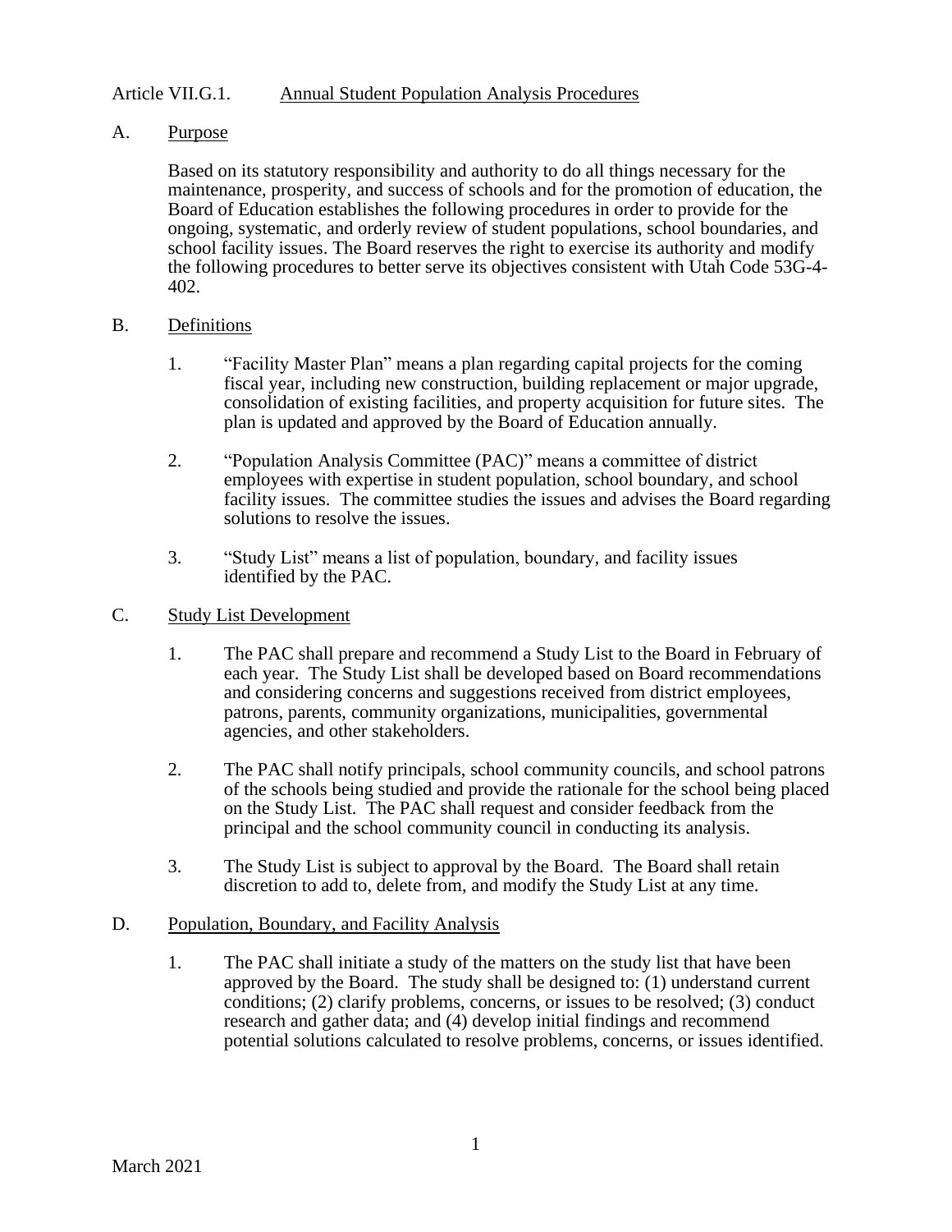# Article VII.G.1. Annual Student Population Analysis Procedures

## A. Purpose

Based on its statutory responsibility and authority to do all things necessary for the maintenance, prosperity, and success of schools and for the promotion of education, the Board of Education establishes the following procedures in order to provide for the ongoing, systematic, and orderly review of student populations, school boundaries, and school facility issues. The Board reserves the right to exercise its authority and modify the following procedures to better serve its objectives consistent with Utah Code 53G-4-402.

## B. Definitions

1. "Facility Master Plan" means a plan regarding capital projects for the coming fiscal year, including new construction, building replacement or major upgrade, consolidation of existing facilities, and property acquisition for future sites. The plan is updated and approved by the Board of Education annually.

2. "Population Analysis Committee (PAC)" means a committee of district employees with expertise in student population, school boundary, and school facility issues. The committee studies the issues and advises the Board regarding solutions to resolve the issues.

3. "Study List" means a list of population, boundary, and facility issues identified by the PAC.

## C. Study List Development

1. The PAC shall prepare and recommend a Study List to the Board in February of each year. The Study List shall be developed based on Board recommendations and considering concerns and suggestions received from district employees, patrons, parents, community organizations, municipalities, governmental agencies, and other stakeholders.

2. The PAC shall notify principals, school community councils, and school patrons of the schools being studied and provide the rationale for the school being placed on the Study List. The PAC shall request and consider feedback from the principal and the school community council in conducting its analysis.

3. The Study List is subject to approval by the Board. The Board shall retain discretion to add to, delete from, and modify the Study List at any time.

## D. Population, Boundary, and Facility Analysis

1. The PAC shall initiate a study of the matters on the study list that have been approved by the Board. The study shall be designed to: (1) understand current conditions; (2) clarify problems, concerns, or issues to be resolved; (3) conduct research and gather data; and (4) develop initial findings and recommend potential solutions calculated to resolve problems, concerns, or issues identified.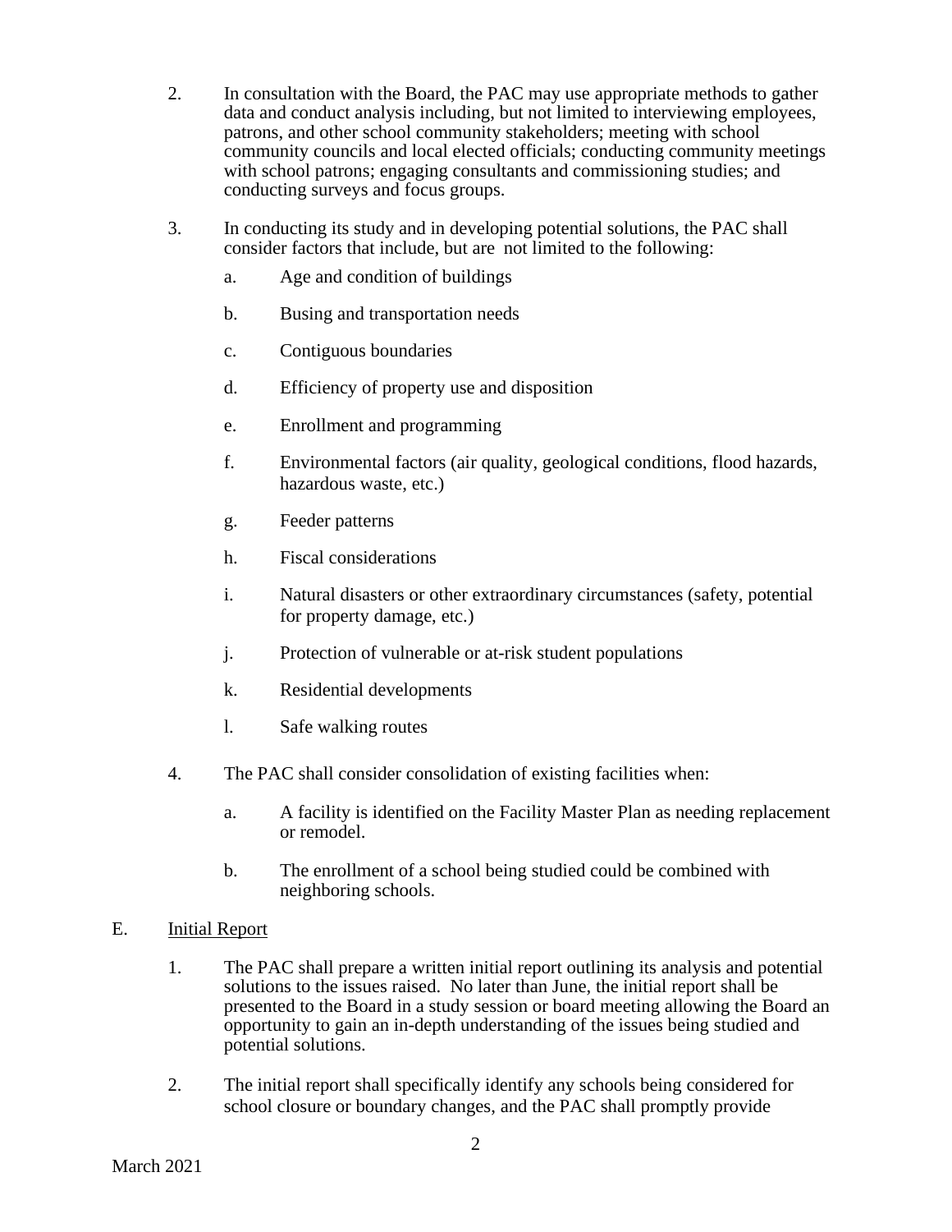2. In consultation with the Board, the PAC may use appropriate methods to gather data and conduct analysis including, but not limited to interviewing employees, patrons, and other school community stakeholders; meeting with school community councils and local elected officials; conducting community meetings with school patrons; engaging consultants and commissioning studies; and conducting surveys and focus groups.

3. In conducting its study and in developing potential solutions, the PAC shall consider factors that include, but are not limited to the following:

   a. Age and condition of buildings

   b. Busing and transportation needs

   c. Contiguous boundaries

   d. Efficiency of property use and disposition

   e. Enrollment and programming

   f. Environmental factors (air quality, geological conditions, flood hazards, hazardous waste, etc.)

   g. Feeder patterns

   h. Fiscal considerations

   i. Natural disasters or other extraordinary circumstances (safety, potential for property damage, etc.)

   j. Protection of vulnerable or at-risk student populations

   k. Residential developments

   l. Safe walking routes

4. The PAC shall consider consolidation of existing facilities when:

   a. A facility is identified on the Facility Master Plan as needing replacement or remodel.

   b. The enrollment of a school being studied could be combined with neighboring schools.

E. Initial Report

1. The PAC shall prepare a written initial report outlining its analysis and potential solutions to the issues raised. No later than June, the initial report shall be presented to the Board in a study session or board meeting allowing the Board an opportunity to gain an in-depth understanding of the issues being studied and potential solutions.

2. The initial report shall specifically identify any schools being considered for school closure or boundary changes, and the PAC shall promptly provide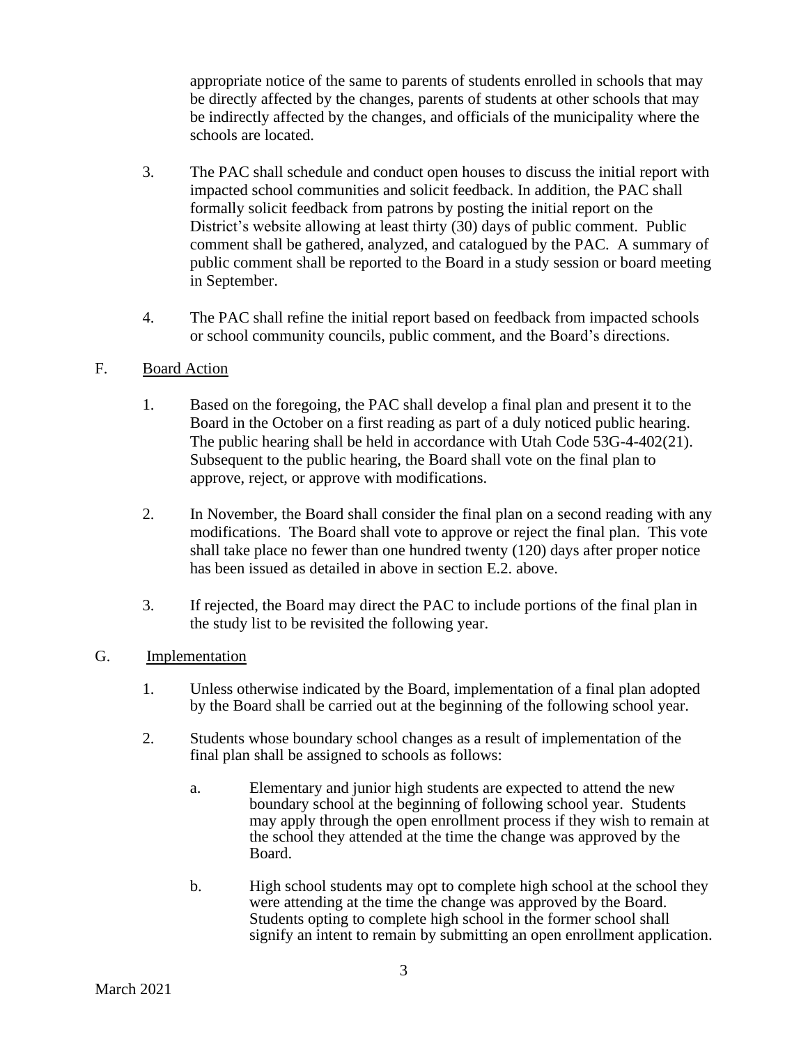appropriate notice of the same to parents of students enrolled in schools that may be directly affected by the changes, parents of students at other schools that may be indirectly affected by the changes, and officials of the municipality where the schools are located.

3. The PAC shall schedule and conduct open houses to discuss the initial report with impacted school communities and solicit feedback. In addition, the PAC shall formally solicit feedback from patrons by posting the initial report on the District's website allowing at least thirty (30) days of public comment. Public comment shall be gathered, analyzed, and catalogued by the PAC. A summary of public comment shall be reported to the Board in a study session or board meeting in September.

4. The PAC shall refine the initial report based on feedback from impacted schools or school community councils, public comment, and the Board's directions.

F. <u>Board Action</u>

1. Based on the foregoing, the PAC shall develop a final plan and present it to the Board in the October on a first reading as part of a duly noticed public hearing. The public hearing shall be held in accordance with Utah Code 53G-4-402(21). Subsequent to the public hearing, the Board shall vote on the final plan to approve, reject, or approve with modifications.

2. In November, the Board shall consider the final plan on a second reading with any modifications. The Board shall vote to approve or reject the final plan. This vote shall take place no fewer than one hundred twenty (120) days after proper notice has been issued as detailed in above in section E.2. above.

3. If rejected, the Board may direct the PAC to include portions of the final plan in the study list to be revisited the following year.

G. <u>Implementation</u>

1. Unless otherwise indicated by the Board, implementation of a final plan adopted by the Board shall be carried out at the beginning of the following school year.

2. Students whose boundary school changes as a result of implementation of the final plan shall be assigned to schools as follows:

   a. Elementary and junior high students are expected to attend the new boundary school at the beginning of following school year. Students may apply through the open enrollment process if they wish to remain at the school they attended at the time the change was approved by the Board.

   b. High school students may opt to complete high school at the school they were attending at the time the change was approved by the Board. Students opting to complete high school in the former school shall signify an intent to remain by submitting an open enrollment application.

March 2021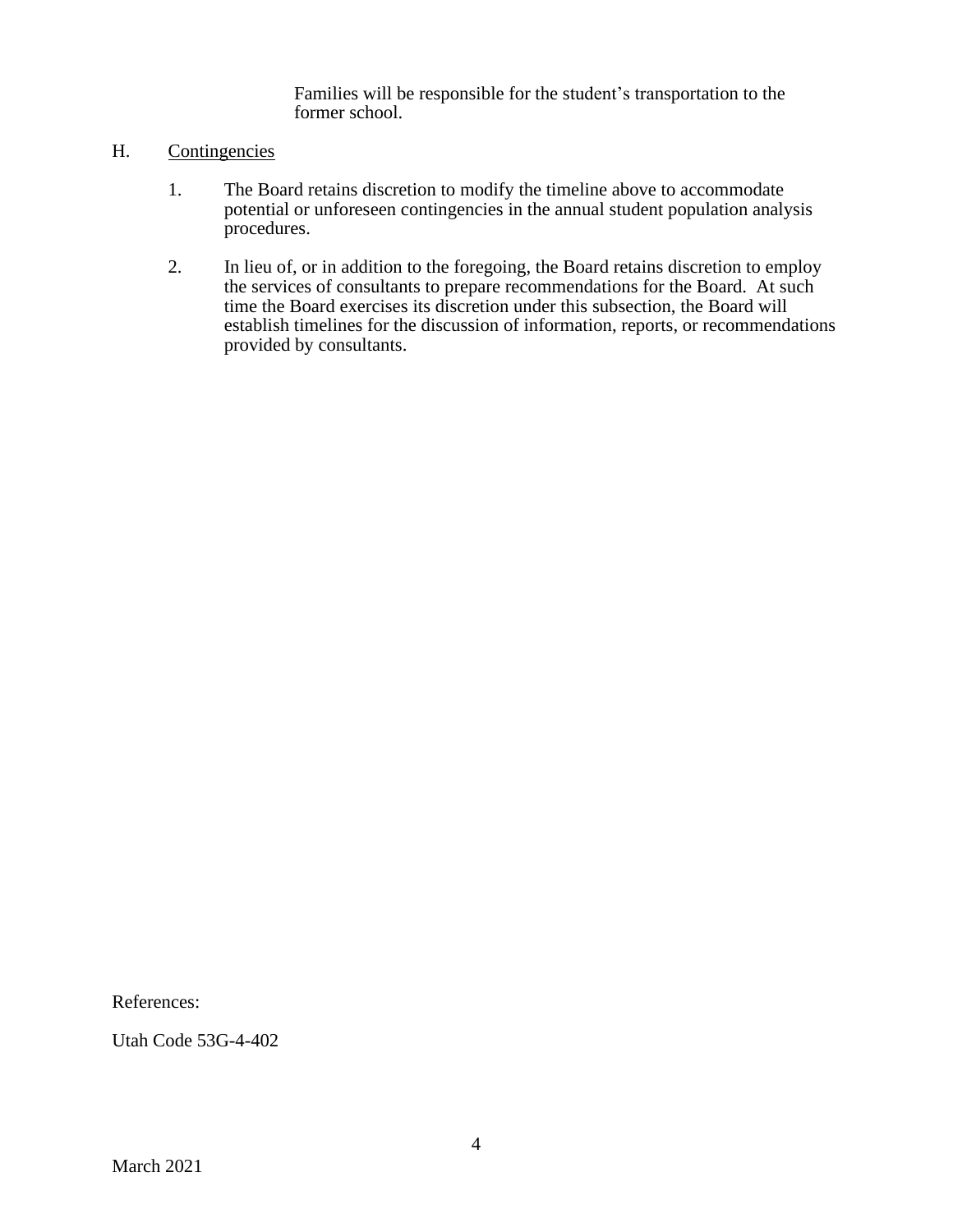Families will be responsible for the student's transportation to the former school.

H. Contingencies

1. The Board retains discretion to modify the timeline above to accommodate potential or unforeseen contingencies in the annual student population analysis procedures.

2. In lieu of, or in addition to the foregoing, the Board retains discretion to employ the services of consultants to prepare recommendations for the Board. At such time the Board exercises its discretion under this subsection, the Board will establish timelines for the discussion of information, reports, or recommendations provided by consultants.

References:

Utah Code 53G-4-402

March 2021